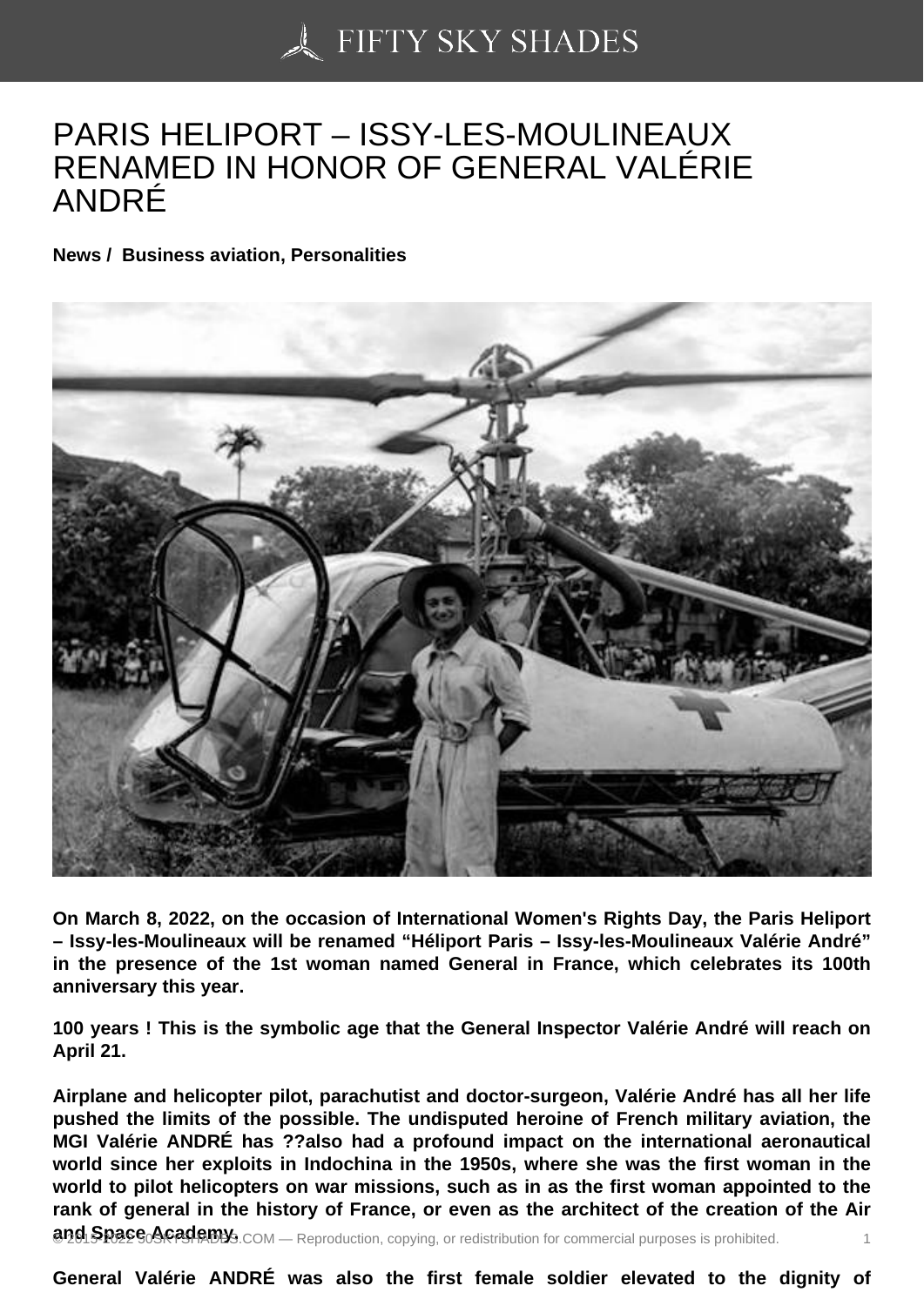# PARIS HELIPORT – ISSY-LES-MOULINEAUX RENAMED IN HONOR OF GENERAL VALÉRIE ANDRÉ

**News / Business aviation, Personalities**

**On March 8, 2022, on the occasion of International Women's Rights Day, the Paris Heliport – Issy-les-Moulineaux will be renamed “Héliport Paris – Issy-les-Moulineaux Valérie André” in the presence of the 1st woman named General in France, which celebrates its 100th anniversary this year.**

**100 years ! This is the symbolic age that the General Inspector Valérie André will reach on April 21.**

**Airplane and helicopter pilot, parachutist and doctor-surgeon, Valérie André has all her life pushed the limits of the possible. The undisputed heroine of French military aviation, the MGI Valérie ANDRÉ has ??also had a profound impact on the international aeronautical world since her exploits in Indochina in the 1950s, where she was the first woman in the world to pilot helicopters on war missions, such as in as the first woman appointed to the rank of general in the history of France, or even as the architect of the creation of the Air and Space Academy.**

**General Valérie ANDRÉ was also the first female soldier elevated to the dignity of**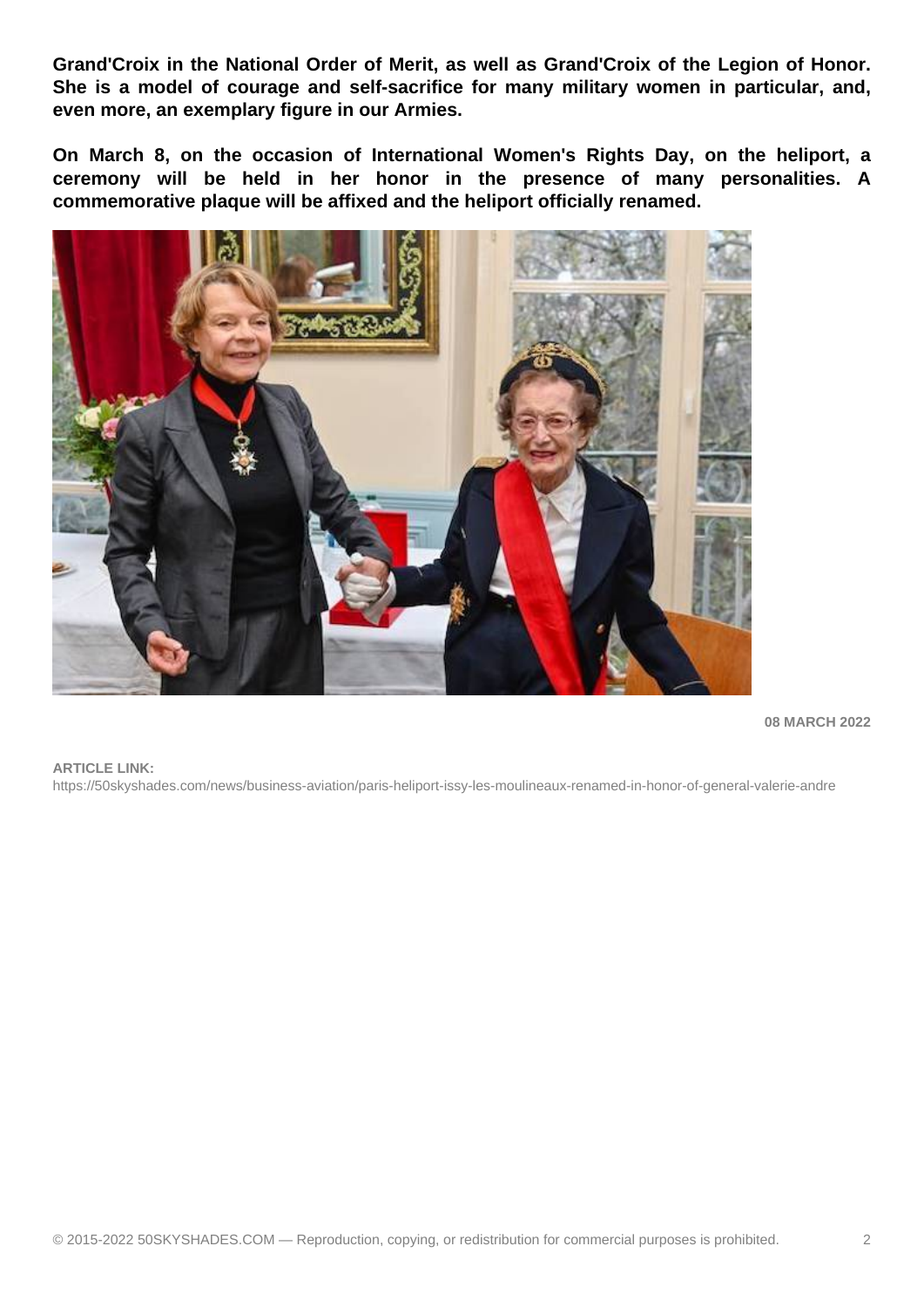**Grand'Croix in the National Order of Merit, as well as Grand'Croix of the Legion of Honor. She is a model of courage and self-sacrifice for many military women in particular, and, even more, an exemplary figure in our Armies.**

**On March 8, on the occasion of International Women's Rights Day, on the heliport, a ceremony will be held in her honor in the presence of many personalities. A commemorative plaque will be affixed and the heliport officially renamed.**

**08 MARCH 2022**

**ARTICLE LINK:**
https://50skyshades.com/news/business-aviation/paris-heliport-issy-les-moulineaux-renamed-in-honor-of-general-valerie-andre